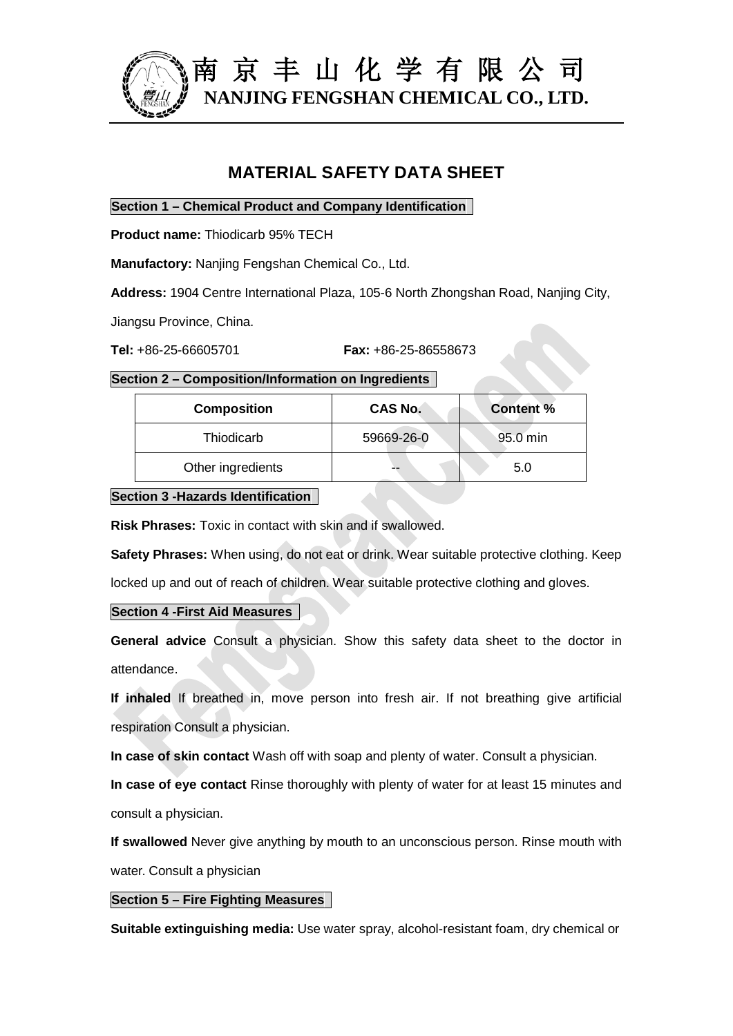南 京 丰 山 化 学 有 限 公 司
**NANJING FENGSHAN CHEMICAL CO., LTD.**

# MATERIAL SAFETY DATA SHEET

## Section 1 – Chemical Product and Company Identification

**Product name:** Thiodicarb 95% TECH

**Manufactory:** Nanjing Fengshan Chemical Co., Ltd.

**Address:** 1904 Centre International Plaza, 105-6 North Zhongshan Road, Nanjing City, Jiangsu Province, China.

**Tel:** +86-25-66605701 **Fax:** +86-25-86558673

## Section 2 – Composition/Information on Ingredients

| Composition | CAS No. | Content % |
|---|---|---|
| Thiodicarb | 59669-26-0 | 95.0 min |
| Other ingredients | -- | 5.0 |

## Section 3 -Hazards Identification

**Risk Phrases:** Toxic in contact with skin and if swallowed.

**Safety Phrases:** When using, do not eat or drink. Wear suitable protective clothing. Keep locked up and out of reach of children. Wear suitable protective clothing and gloves.

## Section 4 -First Aid Measures

**General advice** Consult a physician. Show this safety data sheet to the doctor in attendance.

**If inhaled** If breathed in, move person into fresh air. If not breathing give artificial respiration Consult a physician.

**In case of skin contact** Wash off with soap and plenty of water. Consult a physician.

**In case of eye contact** Rinse thoroughly with plenty of water for at least 15 minutes and consult a physician.

**If swallowed** Never give anything by mouth to an unconscious person. Rinse mouth with water. Consult a physician

## Section 5 – Fire Fighting Measures

**Suitable extinguishing media:** Use water spray, alcohol-resistant foam, dry chemical or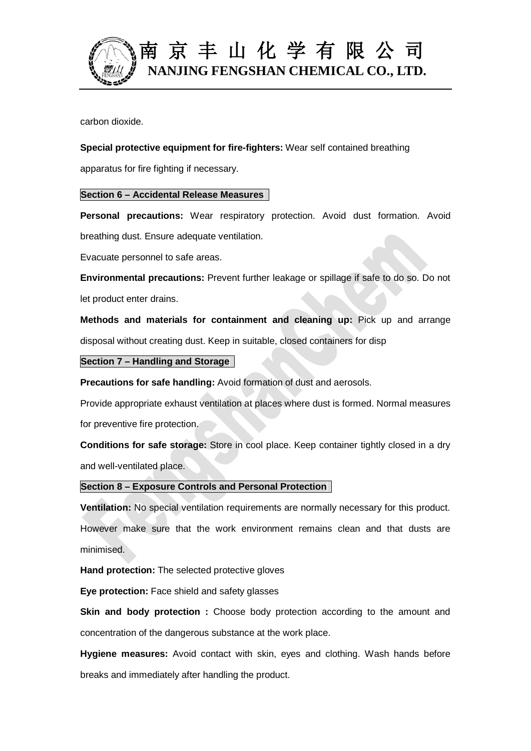carbon dioxide.

**Special protective equipment for fire-fighters:** Wear self contained breathing apparatus for fire fighting if necessary.

## Section 6 – Accidental Release Measures

**Personal precautions:** Wear respiratory protection. Avoid dust formation. Avoid breathing dust. Ensure adequate ventilation.

Evacuate personnel to safe areas.

**Environmental precautions:** Prevent further leakage or spillage if safe to do so. Do not let product enter drains.

**Methods and materials for containment and cleaning up:** Pick up and arrange disposal without creating dust. Keep in suitable, closed containers for disp

## Section 7 – Handling and Storage

**Precautions for safe handling:** Avoid formation of dust and aerosols.

Provide appropriate exhaust ventilation at places where dust is formed. Normal measures for preventive fire protection.

**Conditions for safe storage:** Store in cool place. Keep container tightly closed in a dry and well-ventilated place.

## Section 8 – Exposure Controls and Personal Protection

**Ventilation:** No special ventilation requirements are normally necessary for this product. However make sure that the work environment remains clean and that dusts are minimised.

**Hand protection:** The selected protective gloves

**Eye protection:** Face shield and safety glasses

**Skin and body protection :** Choose body protection according to the amount and concentration of the dangerous substance at the work place.

**Hygiene measures:** Avoid contact with skin, eyes and clothing. Wash hands before breaks and immediately after handling the product.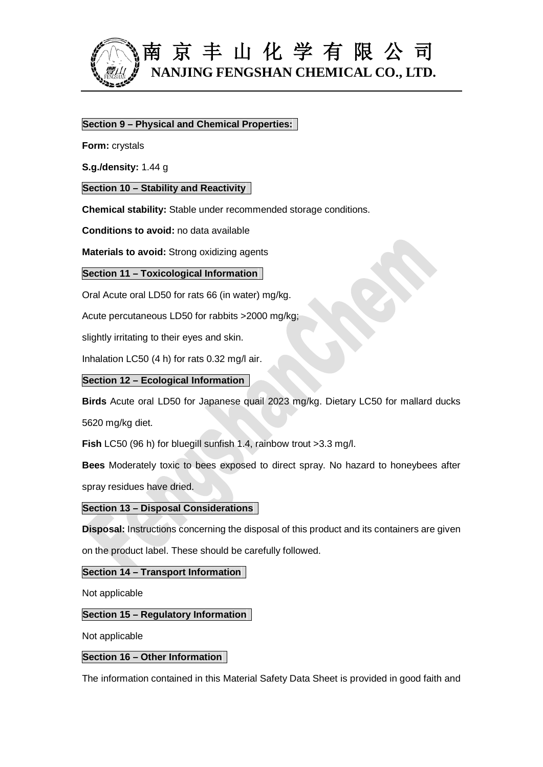## Section 9 – Physical and Chemical Properties:

**Form:** crystals

**S.g./density:** 1.44 g

## Section 10 – Stability and Reactivity

**Chemical stability:** Stable under recommended storage conditions.

**Conditions to avoid:** no data available

**Materials to avoid:** Strong oxidizing agents

## Section 11 – Toxicological Information

Oral Acute oral LD50 for rats 66 (in water) mg/kg.

Acute percutaneous LD50 for rabbits >2000 mg/kg;

slightly irritating to their eyes and skin.

Inhalation LC50 (4 h) for rats 0.32 mg/l air.

## Section 12 – Ecological Information

**Birds** Acute oral LD50 for Japanese quail 2023 mg/kg. Dietary LC50 for mallard ducks 5620 mg/kg diet.

**Fish** LC50 (96 h) for bluegill sunfish 1.4, rainbow trout >3.3 mg/l.

**Bees** Moderately toxic to bees exposed to direct spray. No hazard to honeybees after spray residues have dried.

## Section 13 – Disposal Considerations

**Disposal:** Instructions concerning the disposal of this product and its containers are given on the product label. These should be carefully followed.

## Section 14 – Transport Information

Not applicable

## Section 15 – Regulatory Information

Not applicable

## Section 16 – Other Information

The information contained in this Material Safety Data Sheet is provided in good faith and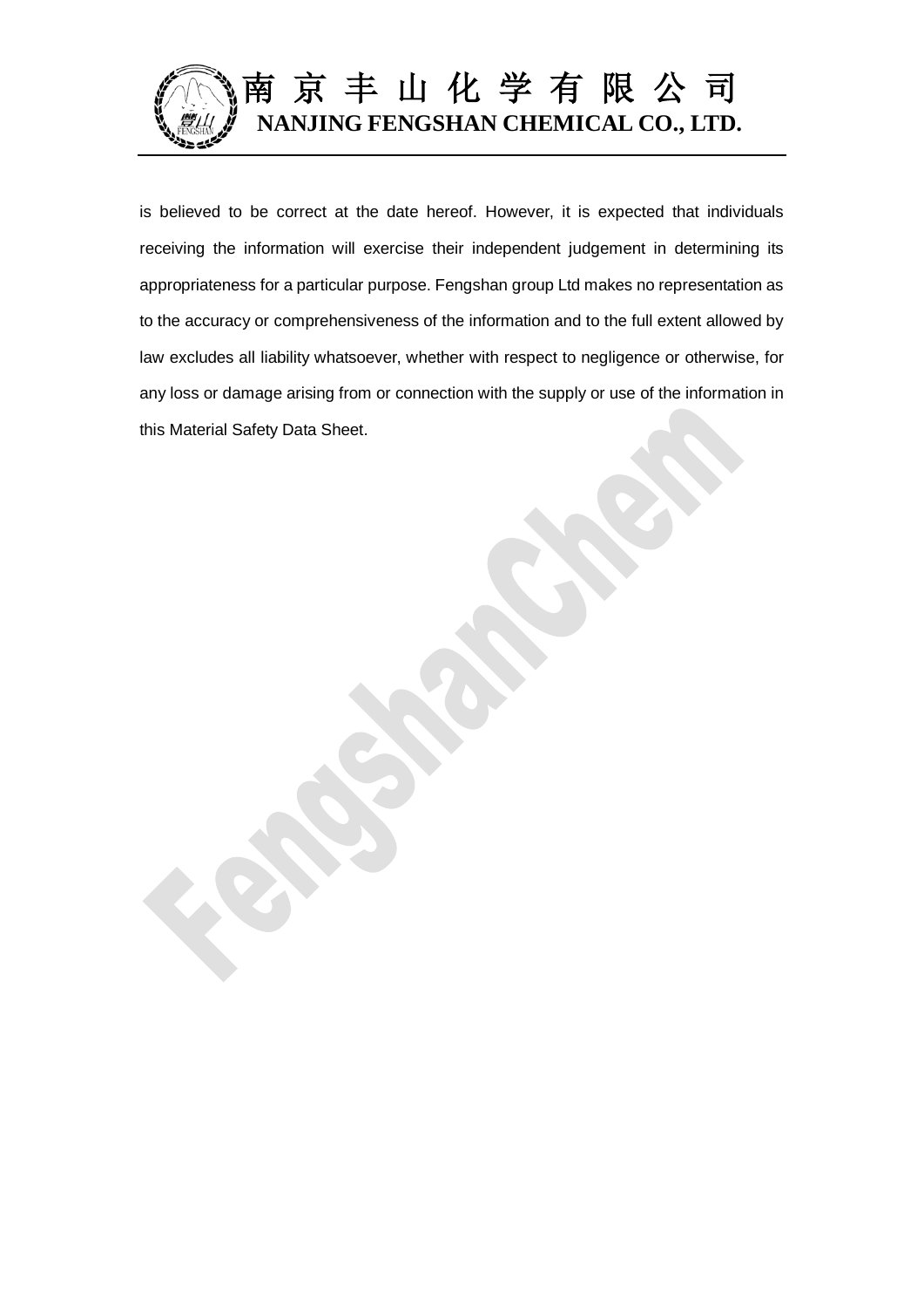is believed to be correct at the date hereof. However, it is expected that individuals receiving the information will exercise their independent judgement in determining its appropriateness for a particular purpose. Fengshan group Ltd makes no representation as to the accuracy or comprehensiveness of the information and to the full extent allowed by law excludes all liability whatsoever, whether with respect to negligence or otherwise, for any loss or damage arising from or connection with the supply or use of the information in this Material Safety Data Sheet.